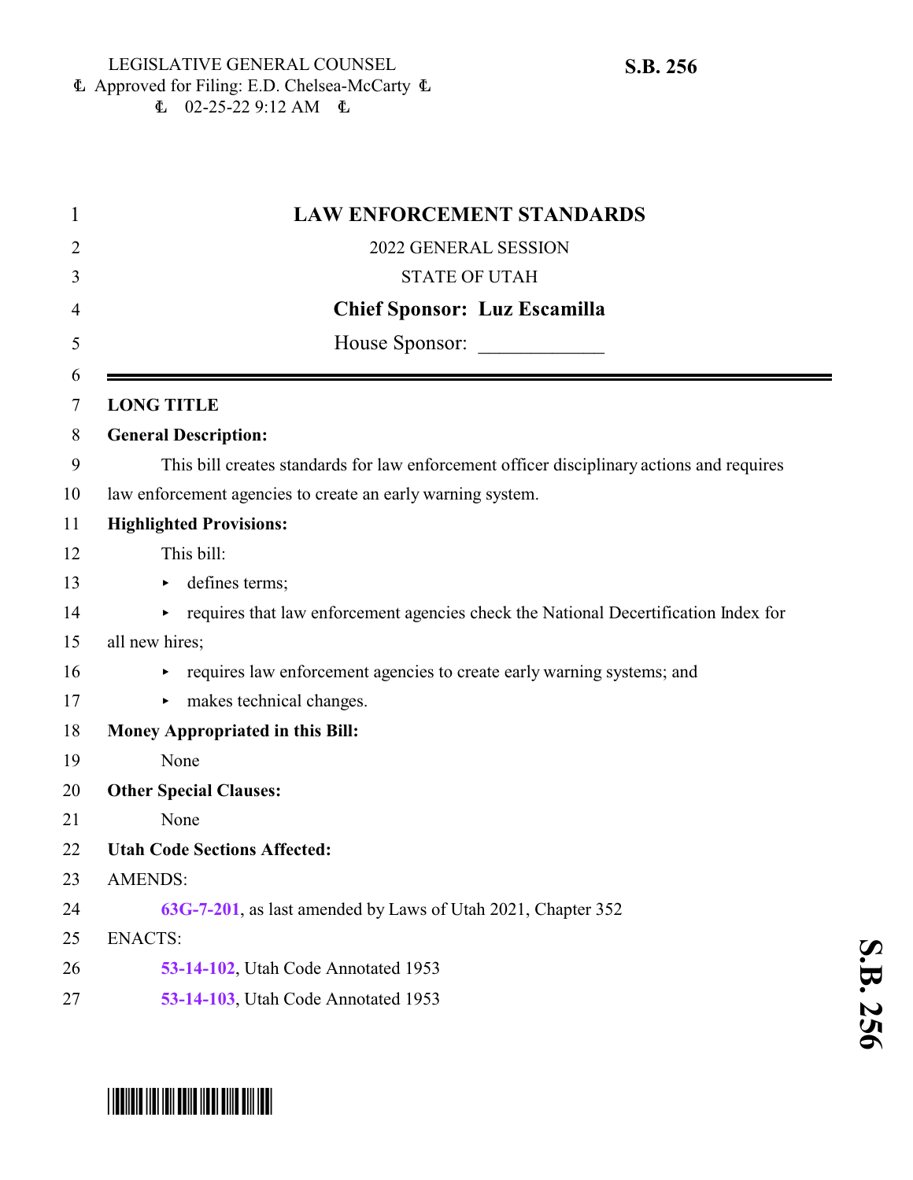LEGISLATIVE GENERAL COUNSEL
Approved for Filing: E.D. Chelsea-McCarty
02-25-22 9:12 AM

**S.B. 256**

# LAW ENFORCEMENT STANDARDS

2022 GENERAL SESSION

STATE OF UTAH

**Chief Sponsor: Luz Escamilla**

House Sponsor: ____________

---

**LONG TITLE**

**General Description:**

This bill creates standards for law enforcement officer disciplinary actions and requires law enforcement agencies to create an early warning system.

**Highlighted Provisions:**

This bill:

- defines terms;
- requires that law enforcement agencies check the National Decertification Index for all new hires;
- requires law enforcement agencies to create early warning systems; and
- makes technical changes.

**Money Appropriated in this Bill:**

None

**Other Special Clauses:**

None

**Utah Code Sections Affected:**

AMENDS:

63G-7-201, as last amended by Laws of Utah 2021, Chapter 352

ENACTS:

53-14-102, Utah Code Annotated 1953

53-14-103, Utah Code Annotated 1953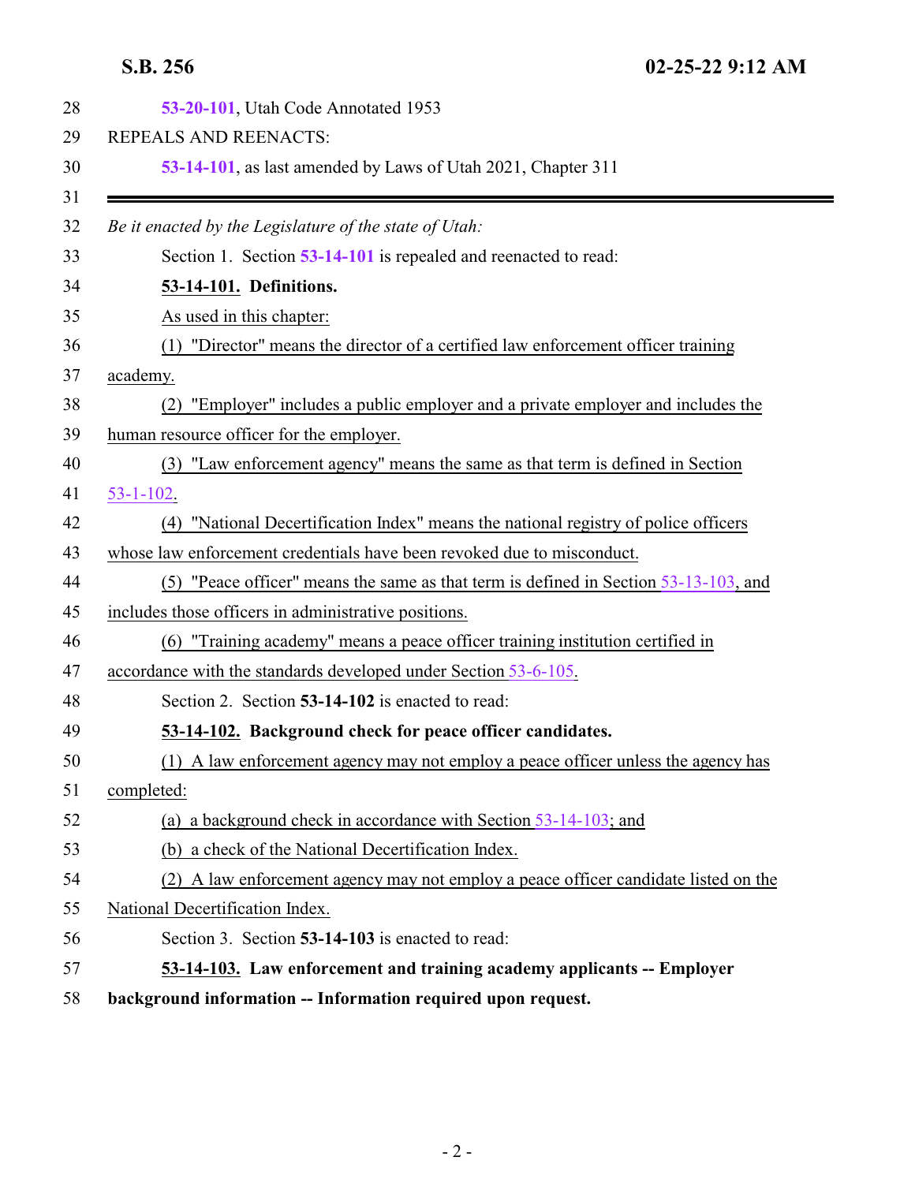53-20-101, Utah Code Annotated 1953

REPEALS AND REENACTS:

53-14-101, as last amended by Laws of Utah 2021, Chapter 311

---

*Be it enacted by the Legislature of the state of Utah:*

Section 1. Section **53-14-101** is repealed and reenacted to read:

**53-14-101. Definitions.**

As used in this chapter:

(1) "Director" means the director of a certified law enforcement officer training academy.

(2) "Employer" includes a public employer and a private employer and includes the human resource officer for the employer.

(3) "Law enforcement agency" means the same as that term is defined in Section 53-1-102.

(4) "National Decertification Index" means the national registry of police officers whose law enforcement credentials have been revoked due to misconduct.

(5) "Peace officer" means the same as that term is defined in Section 53-13-103, and includes those officers in administrative positions.

(6) "Training academy" means a peace officer training institution certified in accordance with the standards developed under Section 53-6-105.

Section 2. Section **53-14-102** is enacted to read:

**53-14-102. Background check for peace officer candidates.**

(1) A law enforcement agency may not employ a peace officer unless the agency has completed:

(a) a background check in accordance with Section 53-14-103; and

(b) a check of the National Decertification Index.

(2) A law enforcement agency may not employ a peace officer candidate listed on the National Decertification Index.

Section 3. Section **53-14-103** is enacted to read:

**53-14-103. Law enforcement and training academy applicants -- Employer background information -- Information required upon request.**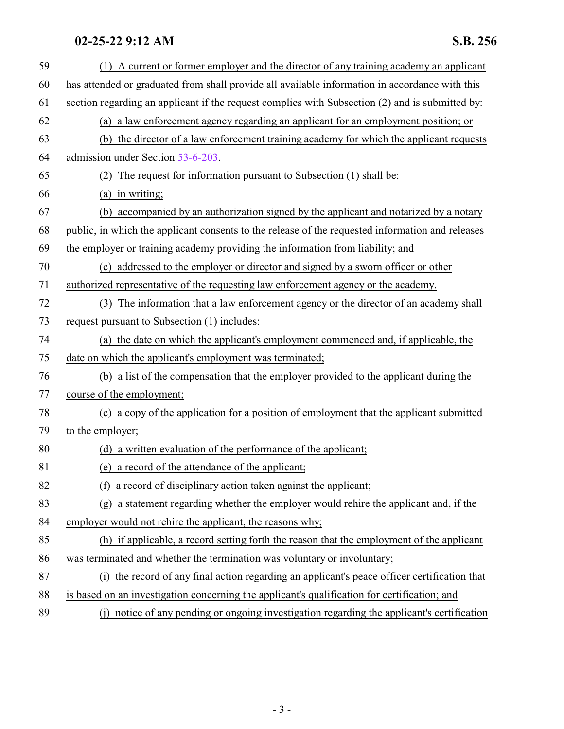(1) A current or former employer and the director of any training academy an applicant has attended or graduated from shall provide all available information in accordance with this section regarding an applicant if the request complies with Subsection (2) and is submitted by:

(a) a law enforcement agency regarding an applicant for an employment position; or

(b) the director of a law enforcement training academy for which the applicant requests admission under Section 53-6-203.

(2) The request for information pursuant to Subsection (1) shall be:

(a) in writing;

(b) accompanied by an authorization signed by the applicant and notarized by a notary public, in which the applicant consents to the release of the requested information and releases the employer or training academy providing the information from liability; and

(c) addressed to the employer or director and signed by a sworn officer or other authorized representative of the requesting law enforcement agency or the academy.

(3) The information that a law enforcement agency or the director of an academy shall request pursuant to Subsection (1) includes:

(a) the date on which the applicant's employment commenced and, if applicable, the date on which the applicant's employment was terminated;

(b) a list of the compensation that the employer provided to the applicant during the course of the employment;

(c) a copy of the application for a position of employment that the applicant submitted to the employer;

(d) a written evaluation of the performance of the applicant;

(e) a record of the attendance of the applicant;

(f) a record of disciplinary action taken against the applicant;

(g) a statement regarding whether the employer would rehire the applicant and, if the employer would not rehire the applicant, the reasons why;

(h) if applicable, a record setting forth the reason that the employment of the applicant was terminated and whether the termination was voluntary or involuntary;

(i) the record of any final action regarding an applicant's peace officer certification that is based on an investigation concerning the applicant's qualification for certification; and

(j) notice of any pending or ongoing investigation regarding the applicant's certification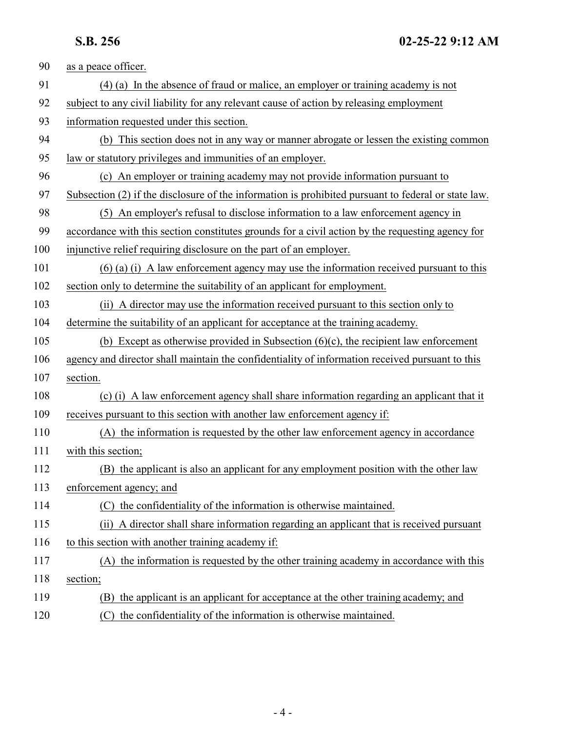as a peace officer.

(4) (a) In the absence of fraud or malice, an employer or training academy is not subject to any civil liability for any relevant cause of action by releasing employment information requested under this section.

(b) This section does not in any way or manner abrogate or lessen the existing common law or statutory privileges and immunities of an employer.

(c) An employer or training academy may not provide information pursuant to Subsection (2) if the disclosure of the information is prohibited pursuant to federal or state law.

(5) An employer's refusal to disclose information to a law enforcement agency in accordance with this section constitutes grounds for a civil action by the requesting agency for injunctive relief requiring disclosure on the part of an employer.

(6) (a) (i) A law enforcement agency may use the information received pursuant to this section only to determine the suitability of an applicant for employment.

(ii) A director may use the information received pursuant to this section only to determine the suitability of an applicant for acceptance at the training academy.

(b) Except as otherwise provided in Subsection (6)(c), the recipient law enforcement agency and director shall maintain the confidentiality of information received pursuant to this section.

(c) (i) A law enforcement agency shall share information regarding an applicant that it receives pursuant to this section with another law enforcement agency if:

(A) the information is requested by the other law enforcement agency in accordance with this section;

(B) the applicant is also an applicant for any employment position with the other law enforcement agency; and

(C) the confidentiality of the information is otherwise maintained.

(ii) A director shall share information regarding an applicant that is received pursuant to this section with another training academy if:

(A) the information is requested by the other training academy in accordance with this section;

(B) the applicant is an applicant for acceptance at the other training academy; and

(C) the confidentiality of the information is otherwise maintained.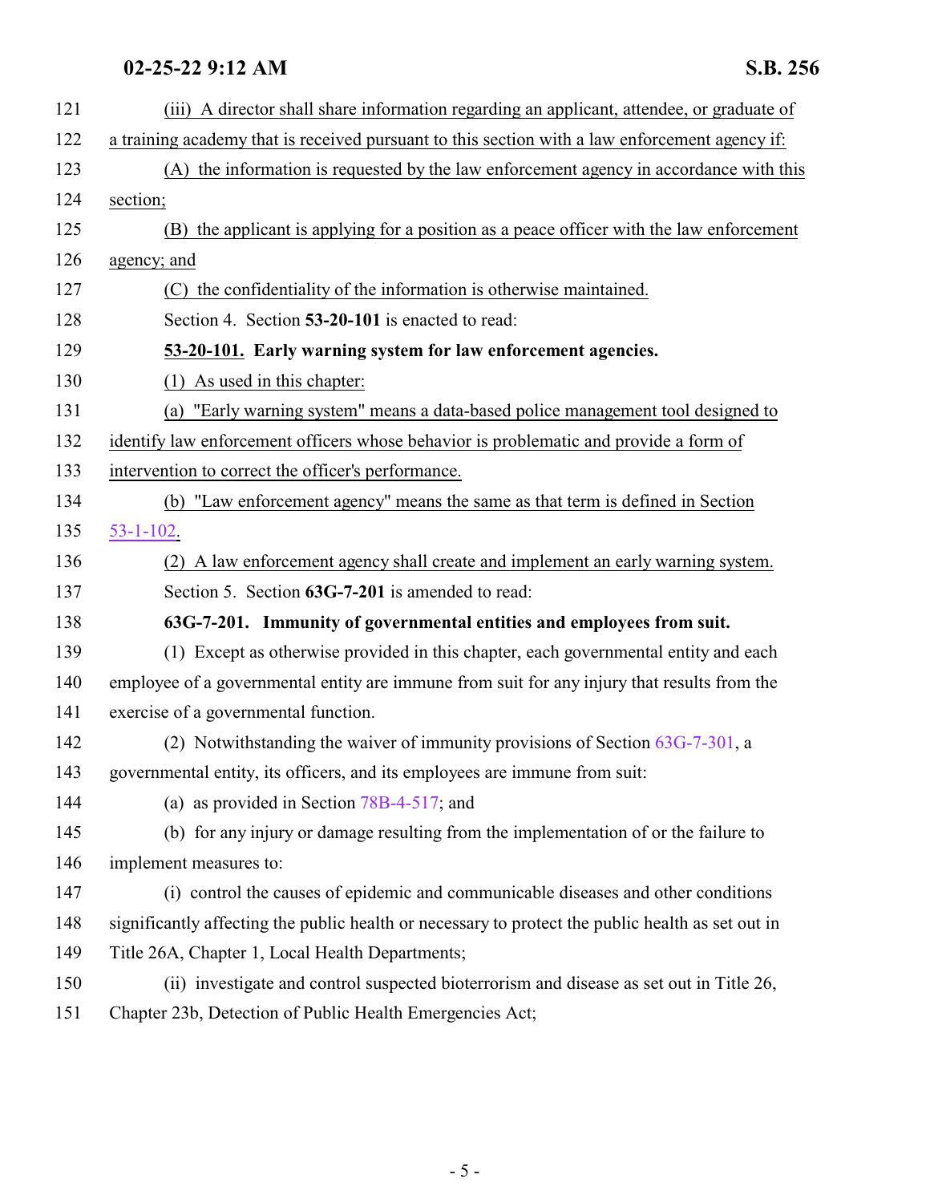(iii) A director shall share information regarding an applicant, attendee, or graduate of a training academy that is received pursuant to this section with a law enforcement agency if:

(A) the information is requested by the law enforcement agency in accordance with this section;

(B) the applicant is applying for a position as a peace officer with the law enforcement agency; and

(C) the confidentiality of the information is otherwise maintained.

Section 4. Section **53-20-101** is enacted to read:

**53-20-101. Early warning system for law enforcement agencies.**

(1) As used in this chapter:

(a) "Early warning system" means a data-based police management tool designed to identify law enforcement officers whose behavior is problematic and provide a form of intervention to correct the officer's performance.

(b) "Law enforcement agency" means the same as that term is defined in Section 53-1-102.

(2) A law enforcement agency shall create and implement an early warning system.

Section 5. Section **63G-7-201** is amended to read:

**63G-7-201. Immunity of governmental entities and employees from suit.**

(1) Except as otherwise provided in this chapter, each governmental entity and each employee of a governmental entity are immune from suit for any injury that results from the exercise of a governmental function.

(2) Notwithstanding the waiver of immunity provisions of Section 63G-7-301, a governmental entity, its officers, and its employees are immune from suit:

(a) as provided in Section 78B-4-517; and

(b) for any injury or damage resulting from the implementation of or the failure to implement measures to:

(i) control the causes of epidemic and communicable diseases and other conditions significantly affecting the public health or necessary to protect the public health as set out in Title 26A, Chapter 1, Local Health Departments;

(ii) investigate and control suspected bioterrorism and disease as set out in Title 26, Chapter 23b, Detection of Public Health Emergencies Act;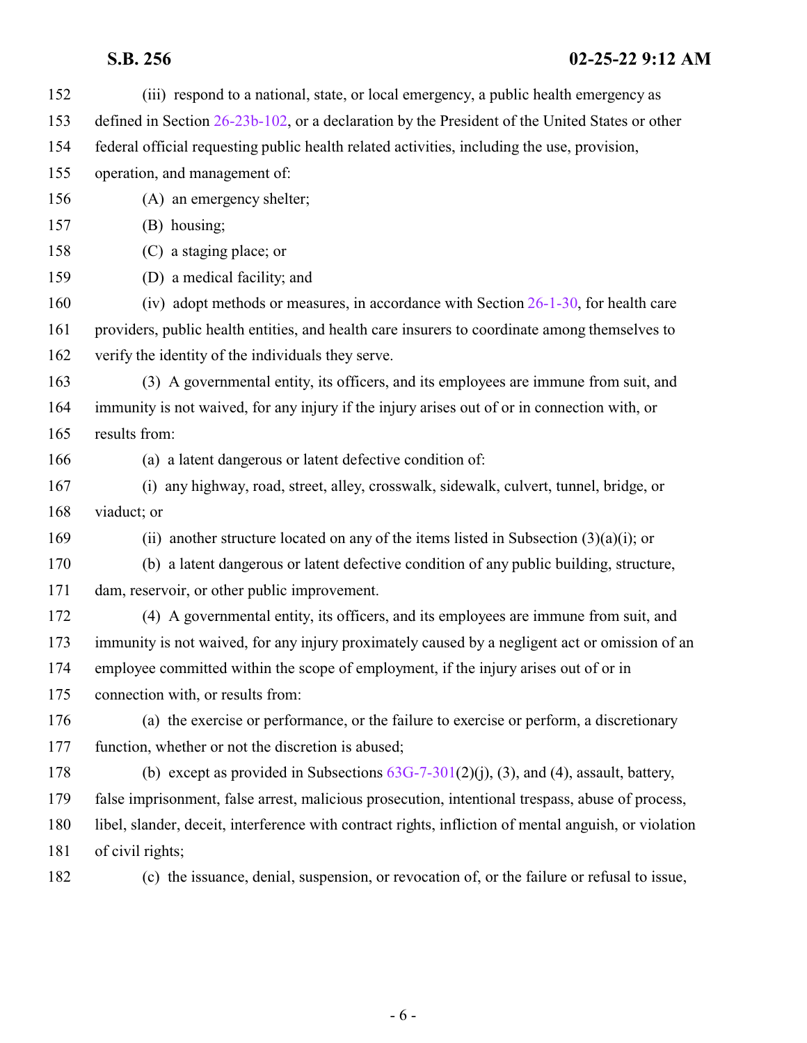(iii) respond to a national, state, or local emergency, a public health emergency as defined in Section 26-23b-102, or a declaration by the President of the United States or other federal official requesting public health related activities, including the use, provision, operation, and management of:

(A) an emergency shelter;

(B) housing;

(C) a staging place; or

(D) a medical facility; and

(iv) adopt methods or measures, in accordance with Section 26-1-30, for health care providers, public health entities, and health care insurers to coordinate among themselves to verify the identity of the individuals they serve.

(3) A governmental entity, its officers, and its employees are immune from suit, and immunity is not waived, for any injury if the injury arises out of or in connection with, or results from:

(a) a latent dangerous or latent defective condition of:

(i) any highway, road, street, alley, crosswalk, sidewalk, culvert, tunnel, bridge, or viaduct; or

(ii) another structure located on any of the items listed in Subsection (3)(a)(i); or

(b) a latent dangerous or latent defective condition of any public building, structure, dam, reservoir, or other public improvement.

(4) A governmental entity, its officers, and its employees are immune from suit, and immunity is not waived, for any injury proximately caused by a negligent act or omission of an employee committed within the scope of employment, if the injury arises out of or in connection with, or results from:

(a) the exercise or performance, or the failure to exercise or perform, a discretionary function, whether or not the discretion is abused;

(b) except as provided in Subsections 63G-7-301(2)(j), (3), and (4), assault, battery, false imprisonment, false arrest, malicious prosecution, intentional trespass, abuse of process, libel, slander, deceit, interference with contract rights, infliction of mental anguish, or violation of civil rights;

(c) the issuance, denial, suspension, or revocation of, or the failure or refusal to issue,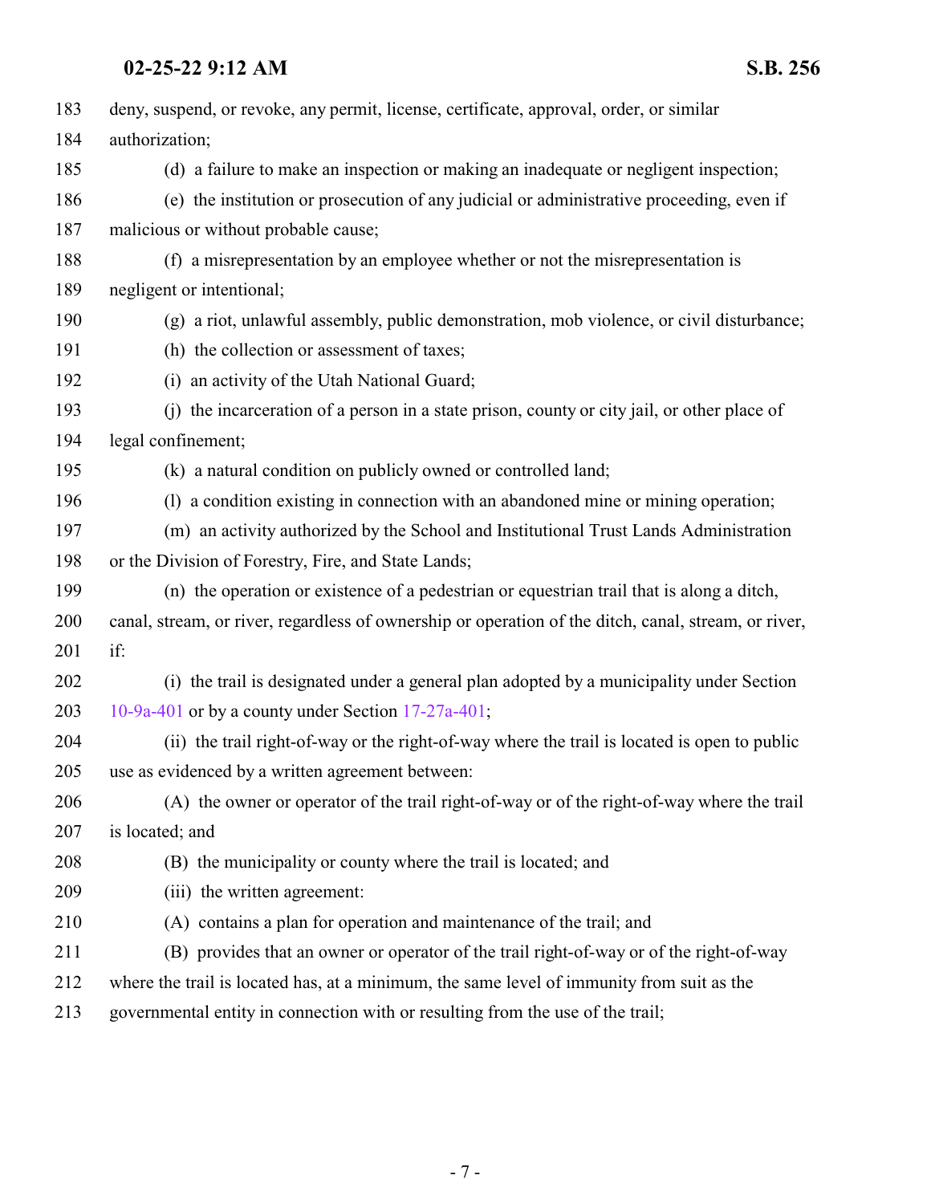deny, suspend, or revoke, any permit, license, certificate, approval, order, or similar authorization;

(d) a failure to make an inspection or making an inadequate or negligent inspection;

(e) the institution or prosecution of any judicial or administrative proceeding, even if malicious or without probable cause;

(f) a misrepresentation by an employee whether or not the misrepresentation is negligent or intentional;

(g) a riot, unlawful assembly, public demonstration, mob violence, or civil disturbance;

(h) the collection or assessment of taxes;

(i) an activity of the Utah National Guard;

(j) the incarceration of a person in a state prison, county or city jail, or other place of legal confinement;

(k) a natural condition on publicly owned or controlled land;

(l) a condition existing in connection with an abandoned mine or mining operation;

(m) an activity authorized by the School and Institutional Trust Lands Administration or the Division of Forestry, Fire, and State Lands;

(n) the operation or existence of a pedestrian or equestrian trail that is along a ditch, canal, stream, or river, regardless of ownership or operation of the ditch, canal, stream, or river, if:

(i) the trail is designated under a general plan adopted by a municipality under Section 10-9a-401 or by a county under Section 17-27a-401;

(ii) the trail right-of-way or the right-of-way where the trail is located is open to public use as evidenced by a written agreement between:

(A) the owner or operator of the trail right-of-way or of the right-of-way where the trail is located; and

(B) the municipality or county where the trail is located; and

(iii) the written agreement:

(A) contains a plan for operation and maintenance of the trail; and

(B) provides that an owner or operator of the trail right-of-way or of the right-of-way where the trail is located has, at a minimum, the same level of immunity from suit as the governmental entity in connection with or resulting from the use of the trail;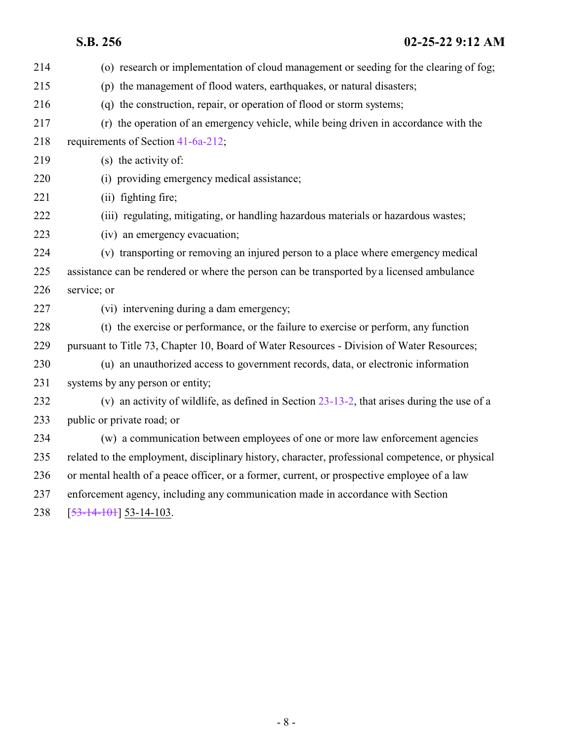(o) research or implementation of cloud management or seeding for the clearing of fog;

(p) the management of flood waters, earthquakes, or natural disasters;

(q) the construction, repair, or operation of flood or storm systems;

(r) the operation of an emergency vehicle, while being driven in accordance with the requirements of Section 41-6a-212;

(s) the activity of:

(i) providing emergency medical assistance;

(ii) fighting fire;

(iii) regulating, mitigating, or handling hazardous materials or hazardous wastes;

(iv) an emergency evacuation;

(v) transporting or removing an injured person to a place where emergency medical assistance can be rendered or where the person can be transported by a licensed ambulance service; or

(vi) intervening during a dam emergency;

(t) the exercise or performance, or the failure to exercise or perform, any function pursuant to Title 73, Chapter 10, Board of Water Resources - Division of Water Resources;

(u) an unauthorized access to government records, data, or electronic information systems by any person or entity;

(v) an activity of wildlife, as defined in Section 23-13-2, that arises during the use of a public or private road; or

(w) a communication between employees of one or more law enforcement agencies related to the employment, disciplinary history, character, professional competence, or physical or mental health of a peace officer, or a former, current, or prospective employee of a law enforcement agency, including any communication made in accordance with Section [~~53-14-101~~] 53-14-103.